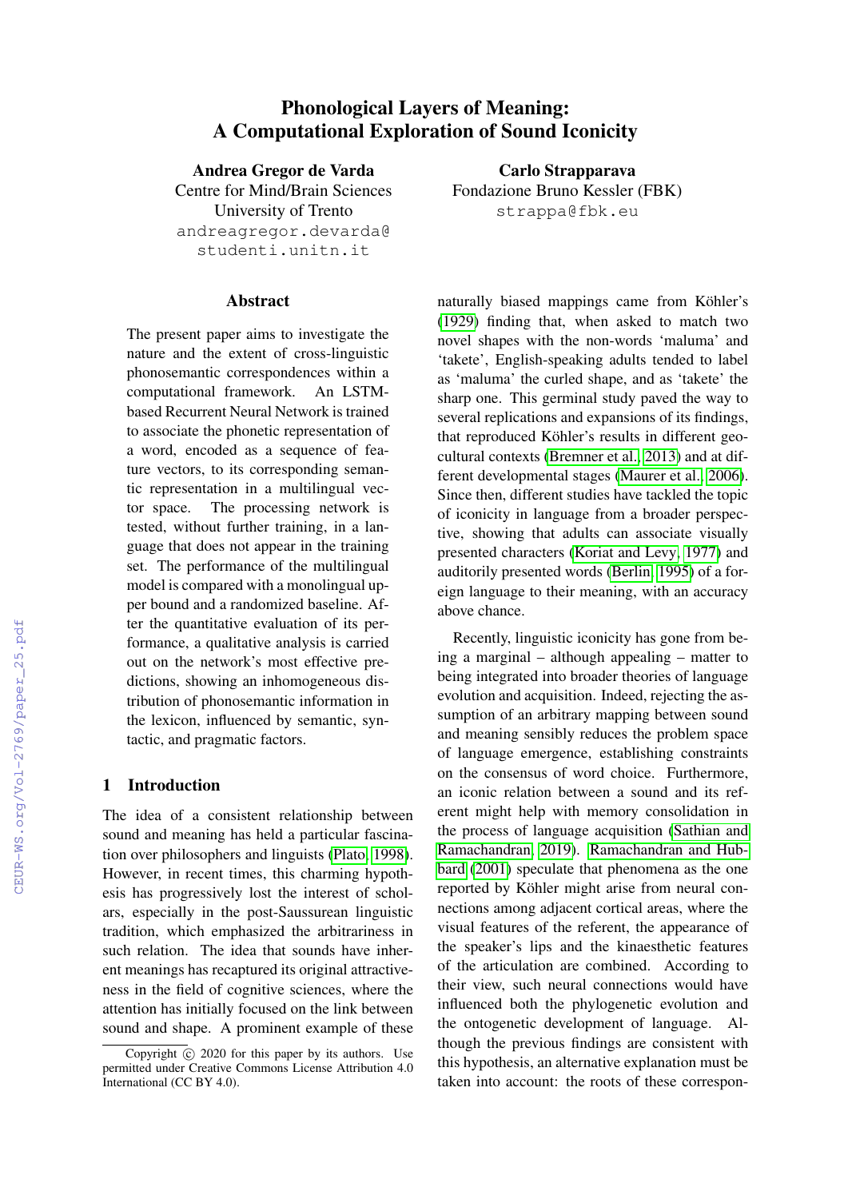# Phonological Layers of Meaning: A Computational Exploration of Sound Iconicity

**Andrea Gregor de Varda**
Centre for Mind/Brain Sciences
University of Trento
andreagregor.devarda@studenti.unitn.it

**Carlo Strapparava**
Fondazione Bruno Kessler (FBK)
strappa@fbk.eu

## Abstract

The present paper aims to investigate the nature and the extent of cross-linguistic phonosemantic correspondences within a computational framework. An LSTM-based Recurrent Neural Network is trained to associate the phonetic representation of a word, encoded as a sequence of feature vectors, to its corresponding semantic representation in a multilingual vector space. The processing network is tested, without further training, in a language that does not appear in the training set. The performance of the multilingual model is compared with a monolingual upper bound and a randomized baseline. After the quantitative evaluation of its performance, a qualitative analysis is carried out on the network's most effective predictions, showing an inhomogeneous distribution of phonosemantic information in the lexicon, influenced by semantic, syntactic, and pragmatic factors.

## 1 Introduction

The idea of a consistent relationship between sound and meaning has held a particular fascination over philosophers and linguists (Plato, 1998). However, in recent times, this charming hypothesis has progressively lost the interest of scholars, especially in the post-Saussurean linguistic tradition, which emphasized the arbitrariness in such relation. The idea that sounds have inherent meanings has recaptured its original attractiveness in the field of cognitive sciences, where the attention has initially focused on the link between sound and shape. A prominent example of these naturally biased mappings came from Köhler's (1929) finding that, when asked to match two novel shapes with the non-words 'maluma' and 'takete', English-speaking adults tended to label as 'maluma' the curled shape, and as 'takete' the sharp one. This germinal study paved the way to several replications and expansions of its findings, that reproduced Köhler's results in different geocultural contexts (Bremner et al., 2013) and at different developmental stages (Maurer et al., 2006). Since then, different studies have tackled the topic of iconicity in language from a broader perspective, showing that adults can associate visually presented characters (Koriat and Levy, 1977) and auditorily presented words (Berlin, 1995) of a foreign language to their meaning, with an accuracy above chance.

Recently, linguistic iconicity has gone from being a marginal – although appealing – matter to being integrated into broader theories of language evolution and acquisition. Indeed, rejecting the assumption of an arbitrary mapping between sound and meaning sensibly reduces the problem space of language emergence, establishing constraints on the consensus of word choice. Furthermore, an iconic relation between a sound and its referent might help with memory consolidation in the process of language acquisition (Sathian and Ramachandran, 2019). Ramachandran and Hubbard (2001) speculate that phenomena as the one reported by Köhler might arise from neural connections among adjacent cortical areas, where the visual features of the referent, the appearance of the speaker's lips and the kinaesthetic features of the articulation are combined. According to their view, such neural connections would have influenced both the phylogenetic evolution and the ontogenetic development of language. Although the previous findings are consistent with this hypothesis, an alternative explanation must be taken into account: the roots of these correspon-

Copyright © 2020 for this paper by its authors. Use permitted under Creative Commons License Attribution 4.0 International (CC BY 4.0).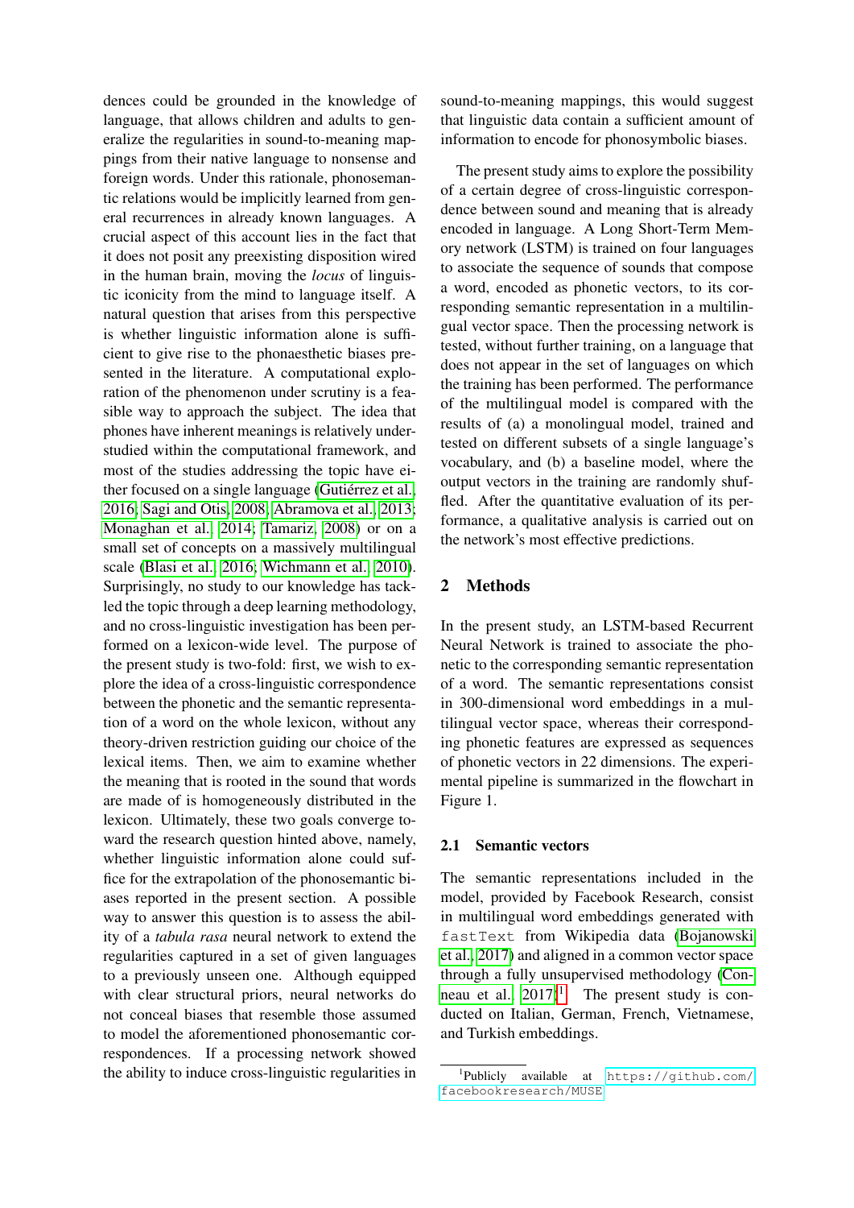dences could be grounded in the knowledge of language, that allows children and adults to generalize the regularities in sound-to-meaning mappings from their native language to nonsense and foreign words. Under this rationale, phonosemantic relations would be implicitly learned from general recurrences in already known languages. A crucial aspect of this account lies in the fact that it does not posit any preexisting disposition wired in the human brain, moving the *locus* of linguistic iconicity from the mind to language itself. A natural question that arises from this perspective is whether linguistic information alone is sufficient to give rise to the phonaesthetic biases presented in the literature. A computational exploration of the phenomenon under scrutiny is a feasible way to approach the subject. The idea that phones have inherent meanings is relatively understudied within the computational framework, and most of the studies addressing the topic have either focused on a single language (Gutiérrez et al., 2016; Sagi and Otis, 2008; Abramova et al., 2013; Monaghan et al., 2014; Tamariz, 2008) or on a small set of concepts on a massively multilingual scale (Blasi et al., 2016; Wichmann et al., 2010). Surprisingly, no study to our knowledge has tackled the topic through a deep learning methodology, and no cross-linguistic investigation has been performed on a lexicon-wide level. The purpose of the present study is two-fold: first, we wish to explore the idea of a cross-linguistic correspondence between the phonetic and the semantic representation of a word on the whole lexicon, without any theory-driven restriction guiding our choice of the lexical items. Then, we aim to examine whether the meaning that is rooted in the sound that words are made of is homogeneously distributed in the lexicon. Ultimately, these two goals converge toward the research question hinted above, namely, whether linguistic information alone could suffice for the extrapolation of the phonosemantic biases reported in the present section. A possible way to answer this question is to assess the ability of a *tabula rasa* neural network to extend the regularities captured in a set of given languages to a previously unseen one. Although equipped with clear structural priors, neural networks do not conceal biases that resemble those assumed to model the aforementioned phonosemantic correspondences. If a processing network showed the ability to induce cross-linguistic regularities in sound-to-meaning mappings, this would suggest that linguistic data contain a sufficient amount of information to encode for phonosymbolic biases.

The present study aims to explore the possibility of a certain degree of cross-linguistic correspondence between sound and meaning that is already encoded in language. A Long Short-Term Memory network (LSTM) is trained on four languages to associate the sequence of sounds that compose a word, encoded as phonetic vectors, to its corresponding semantic representation in a multilingual vector space. Then the processing network is tested, without further training, on a language that does not appear in the set of languages on which the training has been performed. The performance of the multilingual model is compared with the results of (a) a monolingual model, trained and tested on different subsets of a single language's vocabulary, and (b) a baseline model, where the output vectors in the training are randomly shuffled. After the quantitative evaluation of its performance, a qualitative analysis is carried out on the network's most effective predictions.

## 2 Methods

In the present study, an LSTM-based Recurrent Neural Network is trained to associate the phonetic to the corresponding semantic representation of a word. The semantic representations consist in 300-dimensional word embeddings in a multilingual vector space, whereas their corresponding phonetic features are expressed as sequences of phonetic vectors in 22 dimensions. The experimental pipeline is summarized in the flowchart in Figure 1.

### 2.1 Semantic vectors

The semantic representations included in the model, provided by Facebook Research, consist in multilingual word embeddings generated with `fastText` from Wikipedia data (Bojanowski et al., 2017) and aligned in a common vector space through a fully unsupervised methodology (Conneau et al., 2017)[1]. The present study is conducted on Italian, German, French, Vietnamese, and Turkish embeddings.

[1] Publicly available at `https://github.com/facebookresearch/MUSE`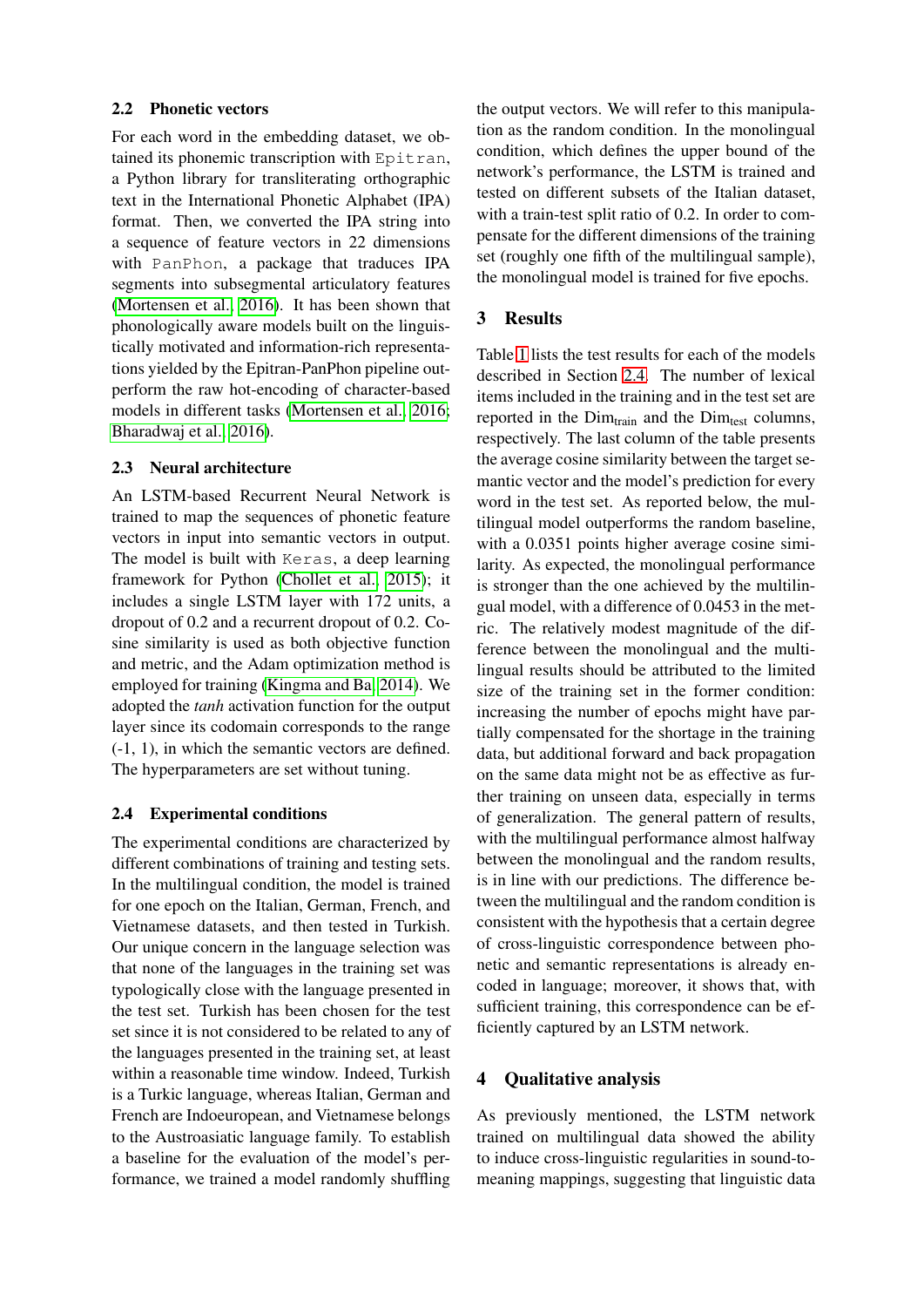### 2.2 Phonetic vectors

For each word in the embedding dataset, we obtained its phonemic transcription with `Epitran`, a Python library for transliterating orthographic text in the International Phonetic Alphabet (IPA) format. Then, we converted the IPA string into a sequence of feature vectors in 22 dimensions with `PanPhon`, a package that traduces IPA segments into subsegmental articulatory features (Mortensen et al., 2016). It has been shown that phonologically aware models built on the linguistically motivated and information-rich representations yielded by the Epitran-PanPhon pipeline outperform the raw hot-encoding of character-based models in different tasks (Mortensen et al., 2016; Bharadwaj et al., 2016).

### 2.3 Neural architecture

An LSTM-based Recurrent Neural Network is trained to map the sequences of phonetic feature vectors in input into semantic vectors in output. The model is built with `Keras`, a deep learning framework for Python (Chollet et al., 2015); it includes a single LSTM layer with 172 units, a dropout of 0.2 and a recurrent dropout of 0.2. Cosine similarity is used as both objective function and metric, and the Adam optimization method is employed for training (Kingma and Ba, 2014). We adopted the *tanh* activation function for the output layer since its codomain corresponds to the range (-1, 1), in which the semantic vectors are defined. The hyperparameters are set without tuning.

### 2.4 Experimental conditions

The experimental conditions are characterized by different combinations of training and testing sets. In the multilingual condition, the model is trained for one epoch on the Italian, German, French, and Vietnamese datasets, and then tested in Turkish. Our unique concern in the language selection was that none of the languages in the training set was typologically close with the language presented in the test set. Turkish has been chosen for the test set since it is not considered to be related to any of the languages presented in the training set, at least within a reasonable time window. Indeed, Turkish is a Turkic language, whereas Italian, German and French are Indoeuropean, and Vietnamese belongs to the Austroasiatic language family. To establish a baseline for the evaluation of the model's performance, we trained a model randomly shuffling the output vectors. We will refer to this manipulation as the random condition. In the monolingual condition, which defines the upper bound of the network's performance, the LSTM is trained and tested on different subsets of the Italian dataset, with a train-test split ratio of 0.2. In order to compensate for the different dimensions of the training set (roughly one fifth of the multilingual sample), the monolingual model is trained for five epochs.

## 3 Results

Table 1 lists the test results for each of the models described in Section 2.4. The number of lexical items included in the training and in the test set are reported in the $\text{Dim}_{\text{train}}$ and the $\text{Dim}_{\text{test}}$ columns, respectively. The last column of the table presents the average cosine similarity between the target semantic vector and the model's prediction for every word in the test set. As reported below, the multilingual model outperforms the random baseline, with a 0.0351 points higher average cosine similarity. As expected, the monolingual performance is stronger than the one achieved by the multilingual model, with a difference of 0.0453 in the metric. The relatively modest magnitude of the difference between the monolingual and the multilingual results should be attributed to the limited size of the training set in the former condition: increasing the number of epochs might have partially compensated for the shortage in the training data, but additional forward and back propagation on the same data might not be as effective as further training on unseen data, especially in terms of generalization. The general pattern of results, with the multilingual performance almost halfway between the monolingual and the random results, is in line with our predictions. The difference between the multilingual and the random condition is consistent with the hypothesis that a certain degree of cross-linguistic correspondence between phonetic and semantic representations is already encoded in language; moreover, it shows that, with sufficient training, this correspondence can be efficiently captured by an LSTM network.

## 4 Qualitative analysis

As previously mentioned, the LSTM network trained on multilingual data showed the ability to induce cross-linguistic regularities in sound-to-meaning mappings, suggesting that linguistic data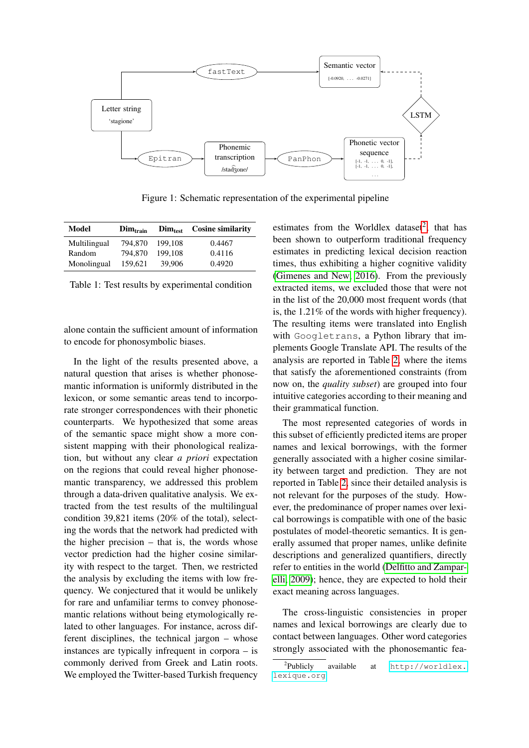Figure 1: Schematic representation of the experimental pipeline

| Model | $\text{Dim}_{\text{train}}$ | $\text{Dim}_{\text{test}}$ | Cosine similarity |
|---|---|---|---|
| Multilingual | 794,870 | 199,108 | 0.4467 |
| Random | 794,870 | 199,108 | 0.4116 |
| Monolingual | 159,621 | 39,906 | 0.4920 |

Table 1: Test results by experimental condition

alone contain the sufficient amount of information to encode for phonosymbolic biases.

In the light of the results presented above, a natural question that arises is whether phonosemantic information is uniformly distributed in the lexicon, or some semantic areas tend to incorporate stronger correspondences with their phonetic counterparts. We hypothesized that some areas of the semantic space might show a more consistent mapping with their phonological realization, but without any clear *a priori* expectation on the regions that could reveal higher phonosemantic transparency, we addressed this problem through a data-driven qualitative analysis. We extracted from the test results of the multilingual condition 39,821 items (20% of the total), selecting the words that the network had predicted with the higher precision – that is, the words whose vector prediction had the higher cosine similarity with respect to the target. Then, we restricted the analysis by excluding the items with low frequency. We conjectured that it would be unlikely for rare and unfamiliar terms to convey phonosemantic relations without being etymologically related to other languages. For instance, across different disciplines, the technical jargon – whose instances are typically infrequent in corpora – is commonly derived from Greek and Latin roots. We employed the Twitter-based Turkish frequency estimates from the Worldlex dataset[2], that has been shown to outperform traditional frequency estimates in predicting lexical decision reaction times, thus exhibiting a higher cognitive validity (Gimenes and New, 2016). From the previously extracted items, we excluded those that were not in the list of the 20,000 most frequent words (that is, the 1.21% of the words with higher frequency). The resulting items were translated into English with `Googletrans`, a Python library that implements Google Translate API. The results of the analysis are reported in Table 2, where the items that satisfy the aforementioned constraints (from now on, the *quality subset*) are grouped into four intuitive categories according to their meaning and their grammatical function.

The most represented categories of words in this subset of efficiently predicted items are proper names and lexical borrowings, with the former generally associated with a higher cosine similarity between target and prediction. They are not reported in Table 2, since their detailed analysis is not relevant for the purposes of the study. However, the predominance of proper names over lexical borrowings is compatible with one of the basic postulates of model-theoretic semantics. It is generally assumed that proper names, unlike definite descriptions and generalized quantifiers, directly refer to entities in the world (Delfitto and Zamparelli, 2009); hence, they are expected to hold their exact meaning across languages.

The cross-linguistic consistencies in proper names and lexical borrowings are clearly due to contact between languages. Other word categories strongly associated with the phonosemantic fea-

[2] Publicly available at http://worldlex.lexique.org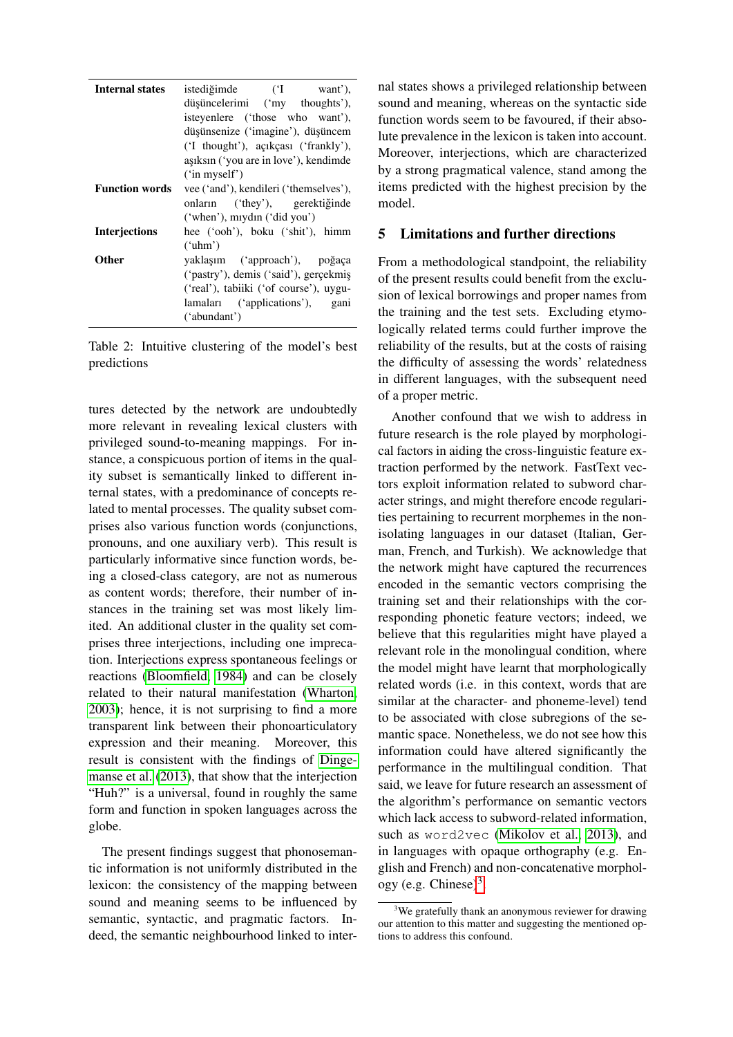| | |
|---|---|
| **Internal states** | istediğimde ('I want'), düşüncelerimi ('my thoughts'), isteyenlere ('those who want'), düşünsenize ('imagine'), düşüncem ('I thought'), açıkçası ('frankly'), aşıksın ('you are in love'), kendimde ('in myself') |
| **Function words** | vee ('and'), kendileri ('themselves'), onların ('they'), gerektiğinde ('when'), mıydın ('did you') |
| **Interjections** | hee ('ooh'), boku ('shit'), himm ('uhm') |
| **Other** | yaklaşım ('approach'), poğaça ('pastry'), demis ('said'), gerçekmiş ('real'), tabiiki ('of course'), uygulamaları ('applications'), gani ('abundant') |

Table 2: Intuitive clustering of the model's best predictions

tures detected by the network are undoubtedly more relevant in revealing lexical clusters with privileged sound-to-meaning mappings. For instance, a conspicuous portion of items in the quality subset is semantically linked to different internal states, with a predominance of concepts related to mental processes. The quality subset comprises also various function words (conjunctions, pronouns, and one auxiliary verb). This result is particularly informative since function words, being a closed-class category, are not as numerous as content words; therefore, their number of instances in the training set was most likely limited. An additional cluster in the quality set comprises three interjections, including one imprecation. Interjections express spontaneous feelings or reactions (Bloomfield, 1984) and can be closely related to their natural manifestation (Wharton, 2003); hence, it is not surprising to find a more transparent link between their phonoarticulatory expression and their meaning. Moreover, this result is consistent with the findings of Dingemanse et al. (2013), that show that the interjection "Huh?" is a universal, found in roughly the same form and function in spoken languages across the globe.

The present findings suggest that phonosemantic information is not uniformly distributed in the lexicon: the consistency of the mapping between sound and meaning seems to be influenced by semantic, syntactic, and pragmatic factors. Indeed, the semantic neighbourhood linked to internal states shows a privileged relationship between sound and meaning, whereas on the syntactic side function words seem to be favoured, if their absolute prevalence in the lexicon is taken into account. Moreover, interjections, which are characterized by a strong pragmatical valence, stand among the items predicted with the highest precision by the model.

## 5 Limitations and further directions

From a methodological standpoint, the reliability of the present results could benefit from the exclusion of lexical borrowings and proper names from the training and the test sets. Excluding etymologically related terms could further improve the reliability of the results, but at the costs of raising the difficulty of assessing the words' relatedness in different languages, with the subsequent need of a proper metric.

Another confound that we wish to address in future research is the role played by morphological factors in aiding the cross-linguistic feature extraction performed by the network. FastText vectors exploit information related to subword character strings, and might therefore encode regularities pertaining to recurrent morphemes in the non-isolating languages in our dataset (Italian, German, French, and Turkish). We acknowledge that the network might have captured the recurrences encoded in the semantic vectors comprising the training set and their relationships with the corresponding phonetic feature vectors; indeed, we believe that this regularities might have played a relevant role in the monolingual condition, where the model might have learnt that morphologically related words (i.e. in this context, words that are similar at the character- and phoneme-level) tend to be associated with close subregions of the semantic space. Nonetheless, we do not see how this information could have altered significantly the performance in the multilingual condition. That said, we leave for future research an assessment of the algorithm's performance on semantic vectors which lack access to subword-related information, such as `word2vec` (Mikolov et al., 2013), and in languages with opaque orthography (e.g. English and French) and non-concatenative morphology (e.g. Chinese)[3].

[3] We gratefully thank an anonymous reviewer for drawing our attention to this matter and suggesting the mentioned options to address this confound.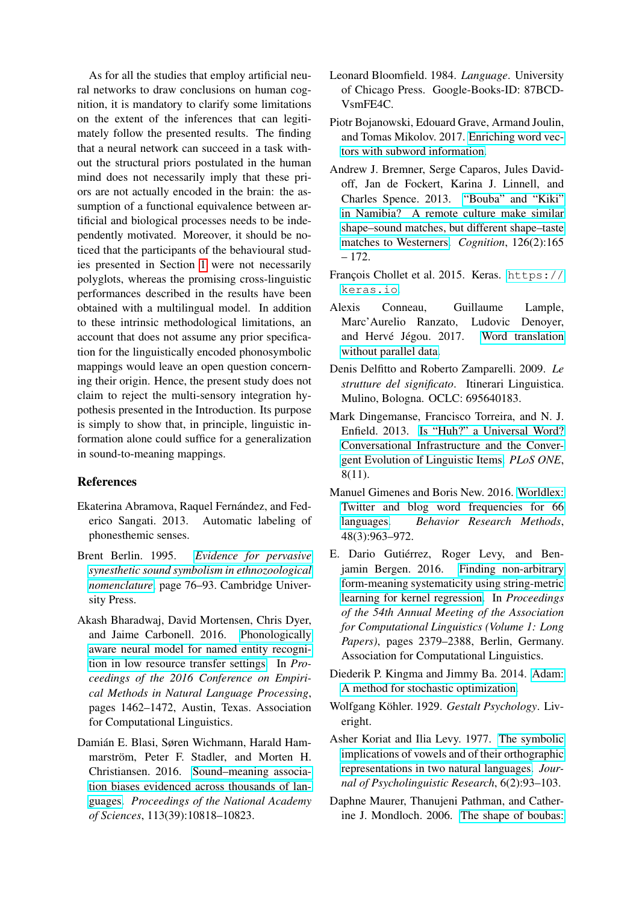As for all the studies that employ artificial neural networks to draw conclusions on human cognition, it is mandatory to clarify some limitations on the extent of the inferences that can legitimately follow the presented results. The finding that a neural network can succeed in a task without the structural priors postulated in the human mind does not necessarily imply that these priors are not actually encoded in the brain: the assumption of a functional equivalence between artificial and biological processes needs to be independently motivated. Moreover, it should be noticed that the participants of the behavioural studies presented in Section 1 were not necessarily polyglots, whereas the promising cross-linguistic performances described in the results have been obtained with a multilingual model. In addition to these intrinsic methodological limitations, an account that does not assume any prior specification for the linguistically encoded phonosymbolic mappings would leave an open question concerning their origin. Hence, the present study does not claim to reject the multi-sensory integration hypothesis presented in the Introduction. Its purpose is simply to show that, in principle, linguistic information alone could suffice for a generalization in sound-to-meaning mappings.

## References

Ekaterina Abramova, Raquel Fernández, and Federico Sangati. 2013. Automatic labeling of phonesthemic senses.

Brent Berlin. 1995. *Evidence for pervasive synesthetic sound symbolism in ethnozoological nomenclature*, page 76–93. Cambridge University Press.

Akash Bharadwaj, David Mortensen, Chris Dyer, and Jaime Carbonell. 2016. Phonologically aware neural model for named entity recognition in low resource transfer settings. In *Proceedings of the 2016 Conference on Empirical Methods in Natural Language Processing*, pages 1462–1472, Austin, Texas. Association for Computational Linguistics.

Damián E. Blasi, Søren Wichmann, Harald Hammarström, Peter F. Stadler, and Morten H. Christiansen. 2016. Sound–meaning association biases evidenced across thousands of languages. *Proceedings of the National Academy of Sciences*, 113(39):10818–10823.

Leonard Bloomfield. 1984. *Language*. University of Chicago Press. Google-Books-ID: 87BCD-VsmFE4C.

Piotr Bojanowski, Edouard Grave, Armand Joulin, and Tomas Mikolov. 2017. Enriching word vectors with subword information.

Andrew J. Bremner, Serge Caparos, Jules Davidoff, Jan de Fockert, Karina J. Linnell, and Charles Spence. 2013. "Bouba" and "Kiki" in Namibia? A remote culture make similar shape–sound matches, but different shape–taste matches to Westerners. *Cognition*, 126(2):165 – 172.

François Chollet et al. 2015. Keras. `https://keras.io`.

Alexis Conneau, Guillaume Lample, Marc'Aurelio Ranzato, Ludovic Denoyer, and Hervé Jégou. 2017. Word translation without parallel data.

Denis Delfitto and Roberto Zamparelli. 2009. *Le strutture del significato*. Itinerari Linguistica. Mulino, Bologna. OCLC: 695640183.

Mark Dingemanse, Francisco Torreira, and N. J. Enfield. 2013. Is "Huh?" a Universal Word? Conversational Infrastructure and the Convergent Evolution of Linguistic Items. *PLoS ONE*, 8(11).

Manuel Gimenes and Boris New. 2016. Worldlex: Twitter and blog word frequencies for 66 languages. *Behavior Research Methods*, 48(3):963–972.

E. Dario Gutiérrez, Roger Levy, and Benjamin Bergen. 2016. Finding non-arbitrary form-meaning systematicity using string-metric learning for kernel regression. In *Proceedings of the 54th Annual Meeting of the Association for Computational Linguistics (Volume 1: Long Papers)*, pages 2379–2388, Berlin, Germany. Association for Computational Linguistics.

Diederik P. Kingma and Jimmy Ba. 2014. Adam: A method for stochastic optimization.

Wolfgang Köhler. 1929. *Gestalt Psychology*. Liveright.

Asher Koriat and Ilia Levy. 1977. The symbolic implications of vowels and of their orthographic representations in two natural languages. *Journal of Psycholinguistic Research*, 6(2):93–103.

Daphne Maurer, Thanujeni Pathman, and Catherine J. Mondloch. 2006. The shape of boubas: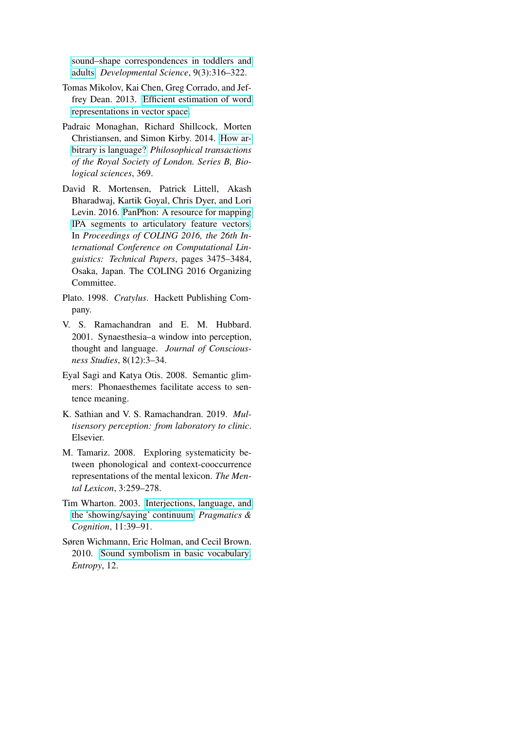sound–shape correspondences in toddlers and adults. *Developmental Science*, 9(3):316–322.

Tomas Mikolov, Kai Chen, Greg Corrado, and Jeffrey Dean. 2013. Efficient estimation of word representations in vector space.

Padraic Monaghan, Richard Shillcock, Morten Christiansen, and Simon Kirby. 2014. How arbitrary is language? *Philosophical transactions of the Royal Society of London. Series B, Biological sciences*, 369.

David R. Mortensen, Patrick Littell, Akash Bharadwaj, Kartik Goyal, Chris Dyer, and Lori Levin. 2016. PanPhon: A resource for mapping IPA segments to articulatory feature vectors. In *Proceedings of COLING 2016, the 26th International Conference on Computational Linguistics: Technical Papers*, pages 3475–3484, Osaka, Japan. The COLING 2016 Organizing Committee.

Plato. 1998. *Cratylus*. Hackett Publishing Company.

V. S. Ramachandran and E. M. Hubbard. 2001. Synaesthesia–a window into perception, thought and language. *Journal of Consciousness Studies*, 8(12):3–34.

Eyal Sagi and Katya Otis. 2008. Semantic glimmers: Phonaesthemes facilitate access to sentence meaning.

K. Sathian and V. S. Ramachandran. 2019. *Multisensory perception: from laboratory to clinic*. Elsevier.

M. Tamariz. 2008. Exploring systematicity between phonological and context-cooccurrence representations of the mental lexicon. *The Mental Lexicon*, 3:259–278.

Tim Wharton. 2003. Interjections, language, and the 'showing/saying' continuum. *Pragmatics & Cognition*, 11:39–91.

Søren Wichmann, Eric Holman, and Cecil Brown. 2010. Sound symbolism in basic vocabulary. *Entropy*, 12.